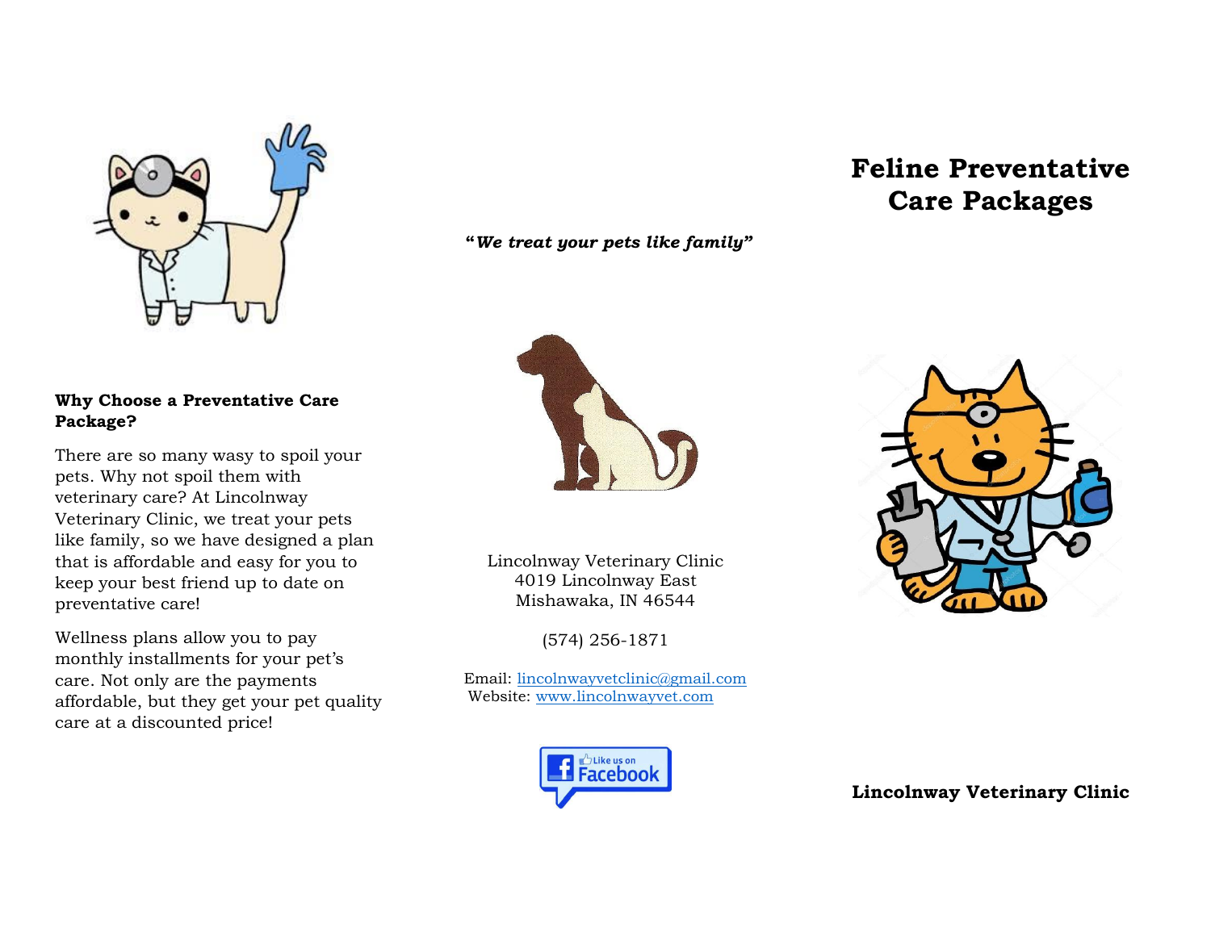# Feline Preventative Care Packages

**Lincolnway Veterinary Clinic**

***"We treat your pets like family"***

Lincolnway Veterinary Clinic
4019 Lincolnway East
Mishawaka, IN 46544

(574) 256-1871

Email: lincolnwayvetclinic@gmail.com
Website: www.lincolnwayvet.com

Like us on Facebook

**Why Choose a Preventative Care Package?**

There are so many wasy to spoil your pets. Why not spoil them with veterinary care? At Lincolnway Veterinary Clinic, we treat your pets like family, so we have designed a plan that is affordable and easy for you to keep your best friend up to date on preventative care!

Wellness plans allow you to pay monthly installments for your pet's care. Not only are the payments affordable, but they get your pet quality care at a discounted price!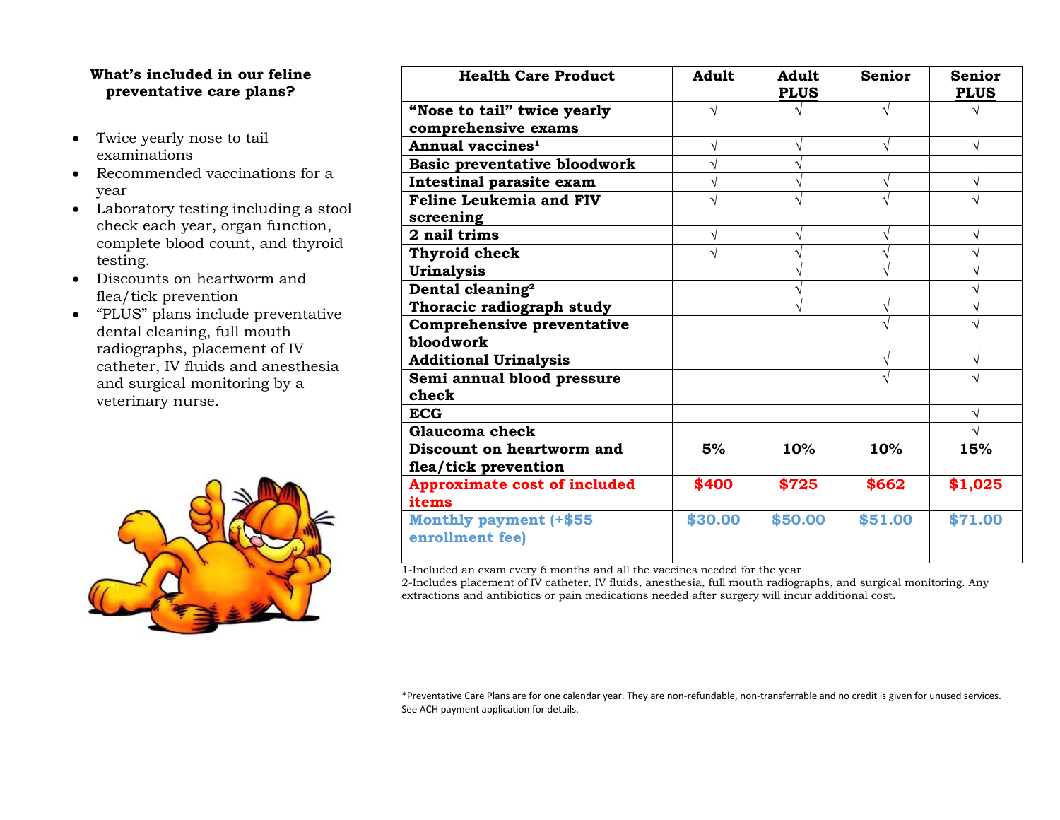**What's included in our feline preventative care plans?**

- Twice yearly nose to tail examinations
- Recommended vaccinations for a year
- Laboratory testing including a stool check each year, organ function, complete blood count, and thyroid testing.
- Discounts on heartworm and flea/tick prevention
- "PLUS" plans include preventative dental cleaning, full mouth radiographs, placement of IV catheter, IV fluids and anesthesia and surgical monitoring by a veterinary nurse.

| Health Care Product | Adult | Adult PLUS | Senior | Senior PLUS |
|---|---|---|---|---|
| "Nose to tail" twice yearly comprehensive exams | √ | √ | √ | √ |
| Annual vaccines[1] | √ | √ | √ | √ |
| Basic preventative bloodwork | √ | √ | | |
| Intestinal parasite exam | √ | √ | √ | √ |
| Feline Leukemia and FIV screening | √ | √ | √ | √ |
| 2 nail trims | √ | √ | √ | √ |
| Thyroid check | √ | √ | √ | √ |
| Urinalysis | | √ | √ | √ |
| Dental cleaning[2] | | √ | | √ |
| Thoracic radiograph study | | √ | √ | √ |
| Comprehensive preventative bloodwork | | | √ | √ |
| Additional Urinalysis | | | √ | √ |
| Semi annual blood pressure check | | | √ | √ |
| ECG | | | | √ |
| Glaucoma check | | | | √ |
| Discount on heartworm and flea/tick prevention | 5% | 10% | 10% | 15% |
| Approximate cost of included items | $400 | $725 | $662 | $1,025 |
| Monthly payment (+$55 enrollment fee) | $30.00 | $50.00 | $51.00 | $71.00 |

1-Included an exam every 6 months and all the vaccines needed for the year
2-Includes placement of IV catheter, IV fluids, anesthesia, full mouth radiographs, and surgical monitoring. Any extractions and antibiotics or pain medications needed after surgery will incur additional cost.

*Preventative Care Plans are for one calendar year. They are non-refundable, non-transferrable and no credit is given for unused services. See ACH payment application for details.